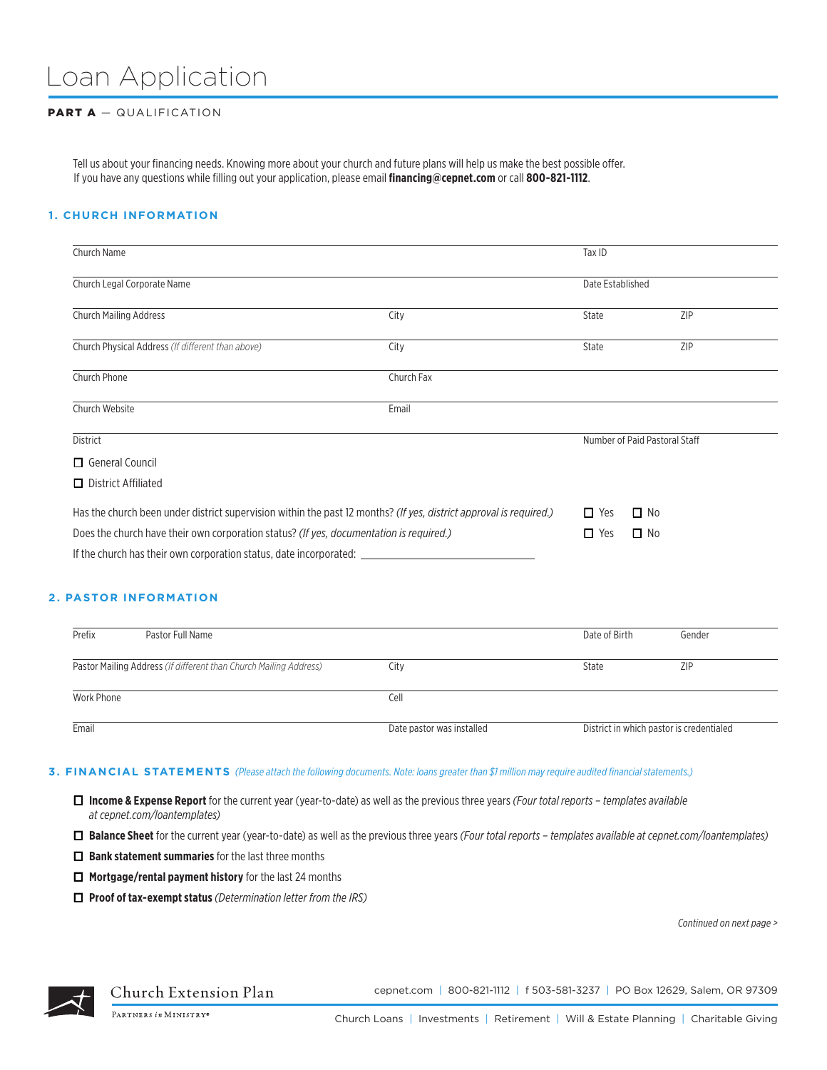# Loan Application

**PART A** — QUALIFICATION

Tell us about your financing needs. Knowing more about your church and future plans will help us make the best possible offer. If you have any questions while filling out your application, please email **financing@cepnet.com** or call **800-821-1112**.

## 1. CHURCH INFORMATION

| Church Name | | Tax ID | |
|---|---|---|---|
| Church Legal Corporate Name | | Date Established | |
| Church Mailing Address | City | State | ZIP |
| Church Physical Address *(If different than above)* | City | State | ZIP |
| Church Phone | Church Fax | | |
| Church Website | Email | | |
| District | | Number of Paid Pastoral Staff | |

☐ General Council

☐ District Affiliated

Has the church been under district supervision within the past 12 months? *(If yes, district approval is required.)* ☐ Yes ☐ No

Does the church have their own corporation status? *(If yes, documentation is required.)* ☐ Yes ☐ No

If the church has their own corporation status, date incorporated: ______________________

## 2. PASTOR INFORMATION

| Prefix | Pastor Full Name | Date of Birth | Gender |
|---|---|---|---|
| Pastor Mailing Address *(If different than Church Mailing Address)* | City | State | ZIP |
| Work Phone | Cell | | |
| Email | Date pastor was installed | District in which pastor is credentialed | |

## 3. FINANCIAL STATEMENTS *(Please attach the following documents. Note: loans greater than $1 million may require audited financial statements.)*

- ☐ **Income & Expense Report** for the current year (year-to-date) as well as the previous three years *(Four total reports – templates available at cepnet.com/loantemplates)*
- ☐ **Balance Sheet** for the current year (year-to-date) as well as the previous three years *(Four total reports – templates available at cepnet.com/loantemplates)*
- ☐ **Bank statement summaries** for the last three months
- ☐ **Mortgage/rental payment history** for the last 24 months
- ☐ **Proof of tax-exempt status** *(Determination letter from the IRS)*

*Continued on next page >*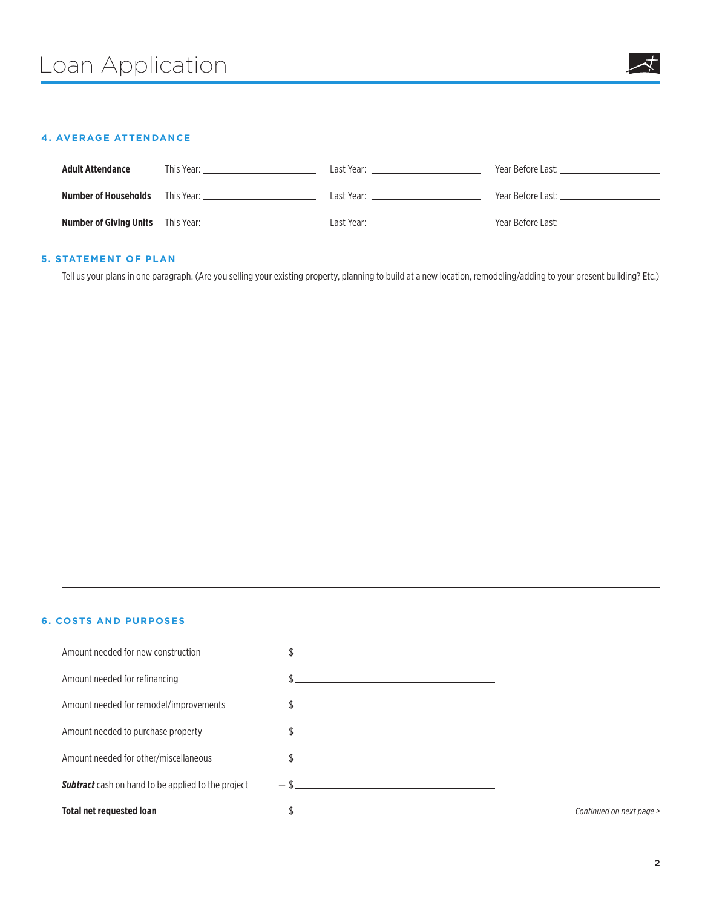# Loan Application

## 4. AVERAGE ATTENDANCE

| | | | |
|---|---|---|---|
| **Adult Attendance** | This Year: ______ | Last Year: ______ | Year Before Last: ______ |
| **Number of Households** | This Year: ______ | Last Year: ______ | Year Before Last: ______ |
| **Number of Giving Units** | This Year: ______ | Last Year: ______ | Year Before Last: ______ |

## 5. STATEMENT OF PLAN

Tell us your plans in one paragraph. (Are you selling your existing property, planning to build at a new location, remodeling/adding to your present building? Etc.)

## 6. COSTS AND PURPOSES

| | |
|---|---|
| Amount needed for new construction | $ ______ |
| Amount needed for refinancing | $ ______ |
| Amount needed for remodel/improvements | $ ______ |
| Amount needed to purchase property | $ ______ |
| Amount needed for other/miscellaneous | $ ______ |
| ***Subtract*** cash on hand to be applied to the project | – $ ______ |
| **Total net requested loan** | $ ______ |

*Continued on next page >*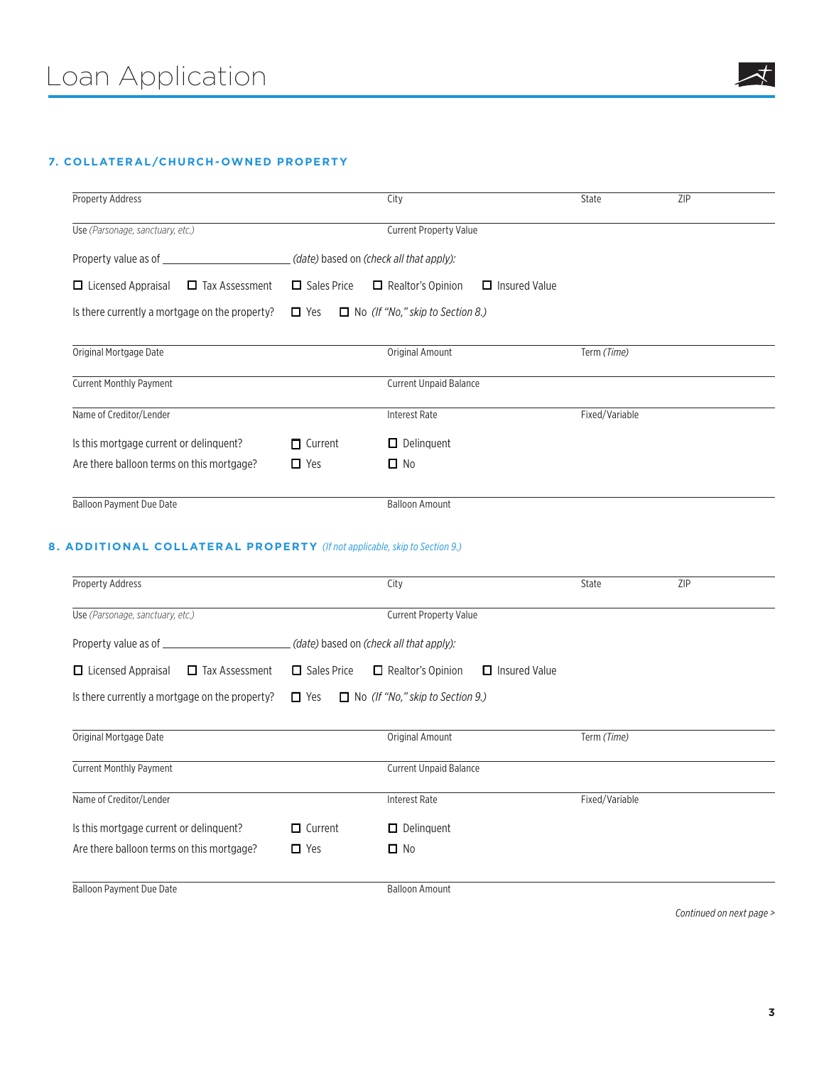# Loan Application

## 7. COLLATERAL/CHURCH-OWNED PROPERTY

| Property Address | City | State | ZIP |
|---|---|---|---|
| Use *(Parsonage, sanctuary, etc.)* | Current Property Value | | |

Property value as of ______________________ *(date)* based on *(check all that apply)*:

☐ Licensed Appraisal ☐ Tax Assessment ☐ Sales Price ☐ Realtor's Opinion ☐ Insured Value

Is there currently a mortgage on the property? ☐ Yes ☐ No *(If "No," skip to Section 8.)*

| Original Mortgage Date | Original Amount | Term *(Time)* |
|---|---|---|
| Current Monthly Payment | Current Unpaid Balance | |
| Name of Creditor/Lender | Interest Rate | Fixed/Variable |

Is this mortgage current or delinquent? ☐ Current ☐ Delinquent

Are there balloon terms on this mortgage? ☐ Yes ☐ No

| Balloon Payment Due Date | Balloon Amount |
|---|---|

## 8. ADDITIONAL COLLATERAL PROPERTY *(If not applicable, skip to Section 9.)*

| Property Address | City | State | ZIP |
|---|---|---|---|
| Use *(Parsonage, sanctuary, etc.)* | Current Property Value | | |

Property value as of ______________________ *(date)* based on *(check all that apply)*:

☐ Licensed Appraisal ☐ Tax Assessment ☐ Sales Price ☐ Realtor's Opinion ☐ Insured Value

Is there currently a mortgage on the property? ☐ Yes ☐ No *(If "No," skip to Section 9.)*

| Original Mortgage Date | Original Amount | Term *(Time)* |
|---|---|---|
| Current Monthly Payment | Current Unpaid Balance | |
| Name of Creditor/Lender | Interest Rate | Fixed/Variable |

Is this mortgage current or delinquent? ☐ Current ☐ Delinquent

Are there balloon terms on this mortgage? ☐ Yes ☐ No

| Balloon Payment Due Date | Balloon Amount |
|---|---|

*Continued on next page >*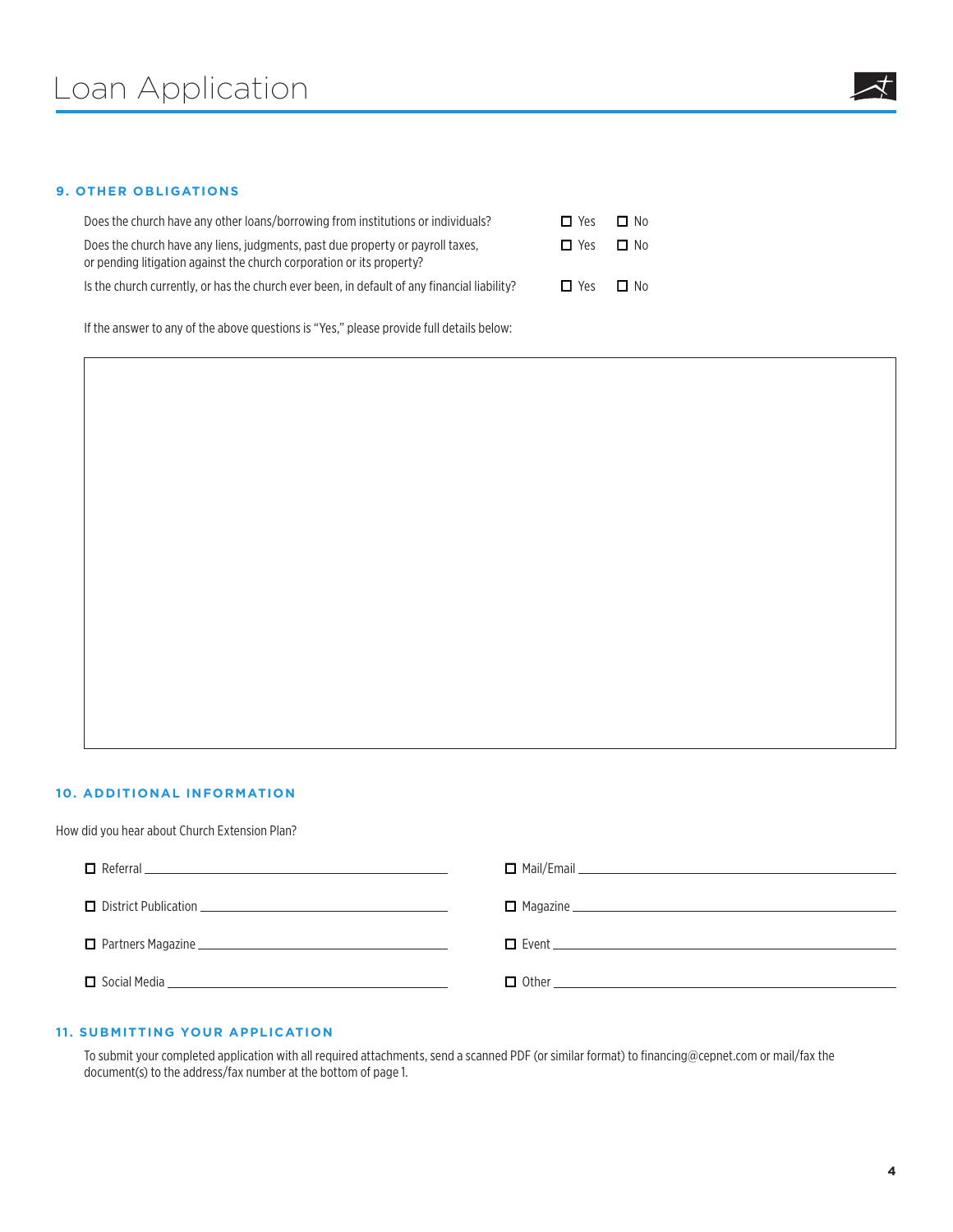# Loan Application

## 9. OTHER OBLIGATIONS

| | | |
|---|---|---|
| Does the church have any other loans/borrowing from institutions or individuals? | ☐ Yes | ☐ No |
| Does the church have any liens, judgments, past due property or payroll taxes, or pending litigation against the church corporation or its property? | ☐ Yes | ☐ No |
| Is the church currently, or has the church ever been, in default of any financial liability? | ☐ Yes | ☐ No |

If the answer to any of the above questions is "Yes," please provide full details below:

## 10. ADDITIONAL INFORMATION

How did you hear about Church Extension Plan?

- ☐ Referral ______________________
- ☐ District Publication ______________________
- ☐ Partners Magazine ______________________
- ☐ Social Media ______________________
- ☐ Mail/Email ______________________
- ☐ Magazine ______________________
- ☐ Event ______________________
- ☐ Other ______________________

## 11. SUBMITTING YOUR APPLICATION

To submit your completed application with all required attachments, send a scanned PDF (or similar format) to financing@cepnet.com or mail/fax the document(s) to the address/fax number at the bottom of page 1.